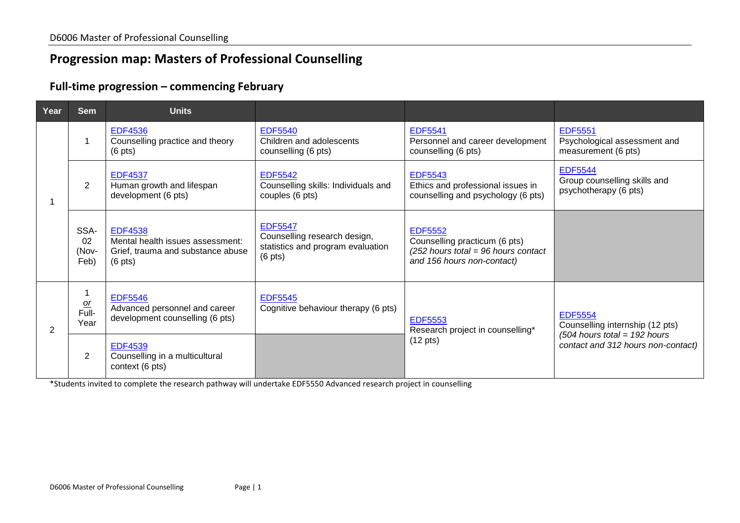# Progression map: Masters of Professional Counselling

## Full-time progression – commencing February

| Year | Sem | Units | | | |
|---|---|---|---|---|---|
| 1 | 1 | EDF4536 Counselling practice and theory (6 pts) | EDF5540 Children and adolescents counselling (6 pts) | EDF5541 Personnel and career development counselling (6 pts) | EDF5551 Psychological assessment and measurement (6 pts) |
| | 2 | EDF4537 Human growth and lifespan development (6 pts) | EDF5542 Counselling skills: Individuals and couples (6 pts) | EDF5543 Ethics and professional issues in counselling and psychology (6 pts) | EDF5544 Group counselling skills and psychotherapy (6 pts) |
| | SSA-02 (Nov-Feb) | EDF4538 Mental health issues assessment: Grief, trauma and substance abuse (6 pts) | EDF5547 Counselling research design, statistics and program evaluation (6 pts) | EDF5552 Counselling practicum (6 pts) *(252 hours total = 96 hours contact and 156 hours non-contact)* | |
| 2 | 1 *or* Full-Year | EDF5546 Advanced personnel and career development counselling (6 pts) | EDF5545 Cognitive behaviour therapy (6 pts) | EDF5553 Research project in counselling* (12 pts) | EDF5554 Counselling internship (12 pts) *(504 hours total = 192 hours contact and 312 hours non-contact)* |
| | 2 | EDF4539 Counselling in a multicultural context (6 pts) | | | |

*Students invited to complete the research pathway will undertake EDF5550 Advanced research project in counselling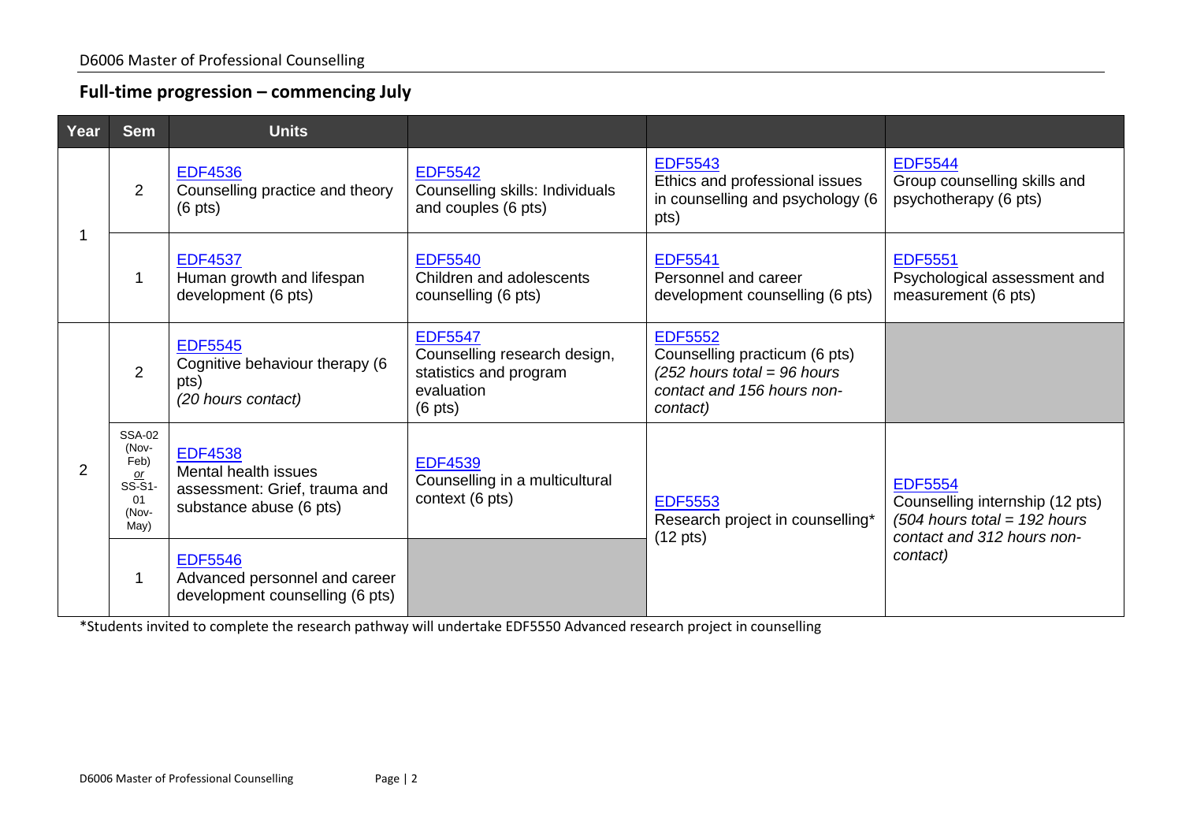## Full-time progression – commencing July

| Year | Sem | Units | | | |
|---|---|---|---|---|---|
| 1 | 2 | EDF4536 Counselling practice and theory (6 pts) | EDF5542 Counselling skills: Individuals and couples (6 pts) | EDF5543 Ethics and professional issues in counselling and psychology (6 pts) | EDF5544 Group counselling skills and psychotherapy (6 pts) |
| | 1 | EDF4537 Human growth and lifespan development (6 pts) | EDF5540 Children and adolescents counselling (6 pts) | EDF5541 Personnel and career development counselling (6 pts) | EDF5551 Psychological assessment and measurement (6 pts) |
| 2 | 2 | EDF5545 Cognitive behaviour therapy (6 pts) *(20 hours contact)* | EDF5547 Counselling research design, statistics and program evaluation (6 pts) | EDF5552 Counselling practicum (6 pts) *(252 hours total = 96 hours contact and 156 hours non-contact)* | |
| | SSA-02 (Nov-Feb) *or* SS-S1-01 (Nov-May) | EDF4538 Mental health issues assessment: Grief, trauma and substance abuse (6 pts) | EDF4539 Counselling in a multicultural context (6 pts) | EDF5553 Research project in counselling* (12 pts) | EDF5554 Counselling internship (12 pts) *(504 hours total = 192 hours contact and 312 hours non-contact)* |
| | 1 | EDF5546 Advanced personnel and career development counselling (6 pts) | | | |

*Students invited to complete the research pathway will undertake EDF5550 Advanced research project in counselling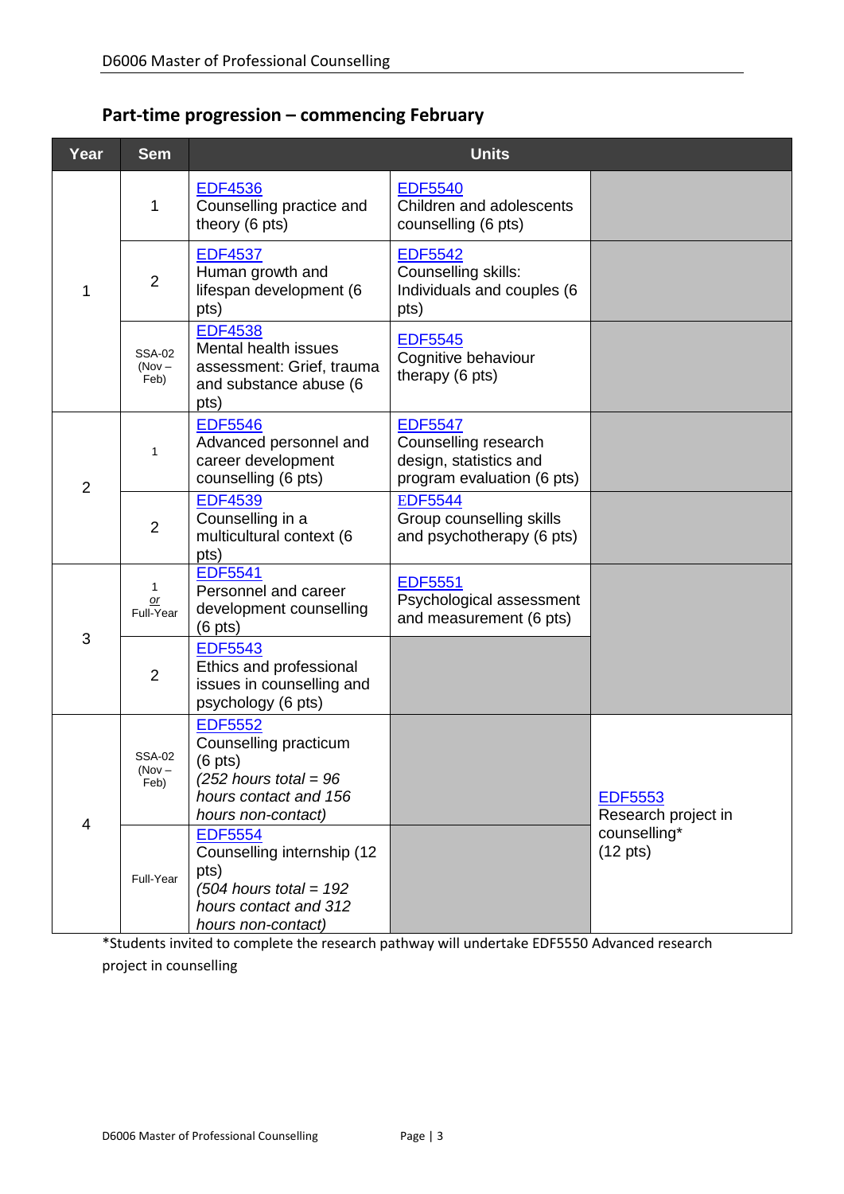## Part-time progression – commencing February

| Year | Sem | Units | | |
|---|---|---|---|---|
| 1 | 1 | EDF4536 Counselling practice and theory (6 pts) | EDF5540 Children and adolescents counselling (6 pts) | |
| | 2 | EDF4537 Human growth and lifespan development (6 pts) | EDF5542 Counselling skills: Individuals and couples (6 pts) | |
| | SSA-02 (Nov – Feb) | EDF4538 Mental health issues assessment: Grief, trauma and substance abuse (6 pts) | EDF5545 Cognitive behaviour therapy (6 pts) | |
| 2 | 1 | EDF5546 Advanced personnel and career development counselling (6 pts) | EDF5547 Counselling research design, statistics and program evaluation (6 pts) | |
| | 2 | EDF4539 Counselling in a multicultural context (6 pts) | EDF5544 Group counselling skills and psychotherapy (6 pts) | |
| 3 | 1 *or* Full-Year | EDF5541 Personnel and career development counselling (6 pts) | EDF5551 Psychological assessment and measurement (6 pts) | |
| | 2 | EDF5543 Ethics and professional issues in counselling and psychology (6 pts) | | |
| 4 | SSA-02 (Nov – Feb) | EDF5552 Counselling practicum (6 pts) *(252 hours total = 96 hours contact and 156 hours non-contact)* | | EDF5553 Research project in counselling* (12 pts) |
| | Full-Year | EDF5554 Counselling internship (12 pts) *(504 hours total = 192 hours contact and 312 hours non-contact)* | | |

*Students invited to complete the research pathway will undertake EDF5550 Advanced research project in counselling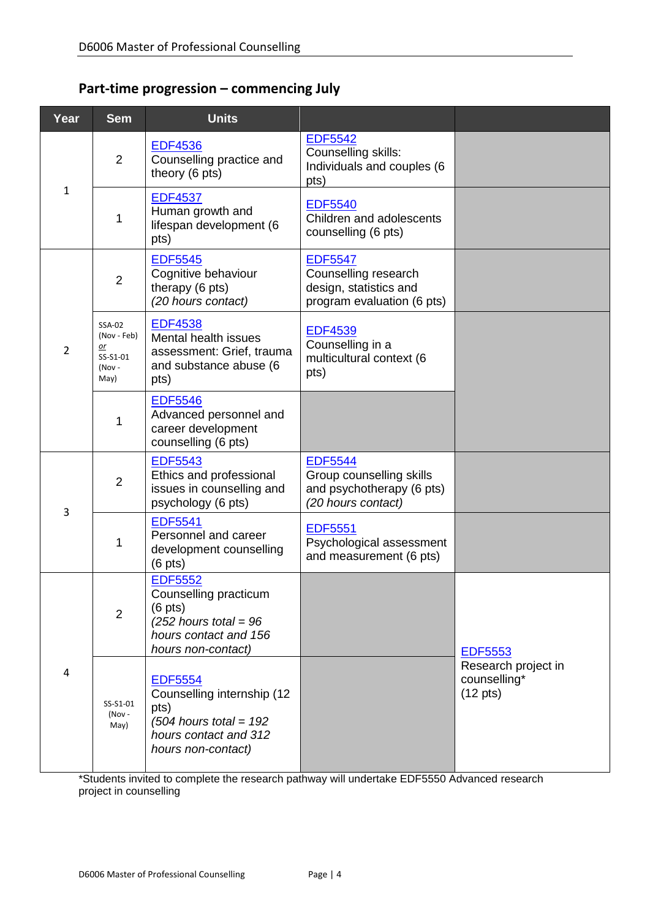## Part-time progression – commencing July

| Year | Sem | Units | | |
|---|---|---|---|---|
| 1 | 2 | EDF4536 Counselling practice and theory (6 pts) | EDF5542 Counselling skills: Individuals and couples (6 pts) | |
| | 1 | EDF4537 Human growth and lifespan development (6 pts) | EDF5540 Children and adolescents counselling (6 pts) | |
| 2 | 2 | EDF5545 Cognitive behaviour therapy (6 pts) *(20 hours contact)* | EDF5547 Counselling research design, statistics and program evaluation (6 pts) | |
| | SSA-02 (Nov - Feb) *or* SS-S1-01 (Nov - May) | EDF4538 Mental health issues assessment: Grief, trauma and substance abuse (6 pts) | EDF4539 Counselling in a multicultural context (6 pts) | |
| | 1 | EDF5546 Advanced personnel and career development counselling (6 pts) | | |
| 3 | 2 | EDF5543 Ethics and professional issues in counselling and psychology (6 pts) | EDF5544 Group counselling skills and psychotherapy (6 pts) *(20 hours contact)* | |
| | 1 | EDF5541 Personnel and career development counselling (6 pts) | EDF5551 Psychological assessment and measurement (6 pts) | |
| 4 | 2 | EDF5552 Counselling practicum (6 pts) *(252 hours total = 96 hours contact and 156 hours non-contact)* | | EDF5553 Research project in counselling* (12 pts) |
| | SS-S1-01 (Nov - May) | EDF5554 Counselling internship (12 pts) *(504 hours total = 192 hours contact and 312 hours non-contact)* | | |

*Students invited to complete the research pathway will undertake EDF5550 Advanced research project in counselling